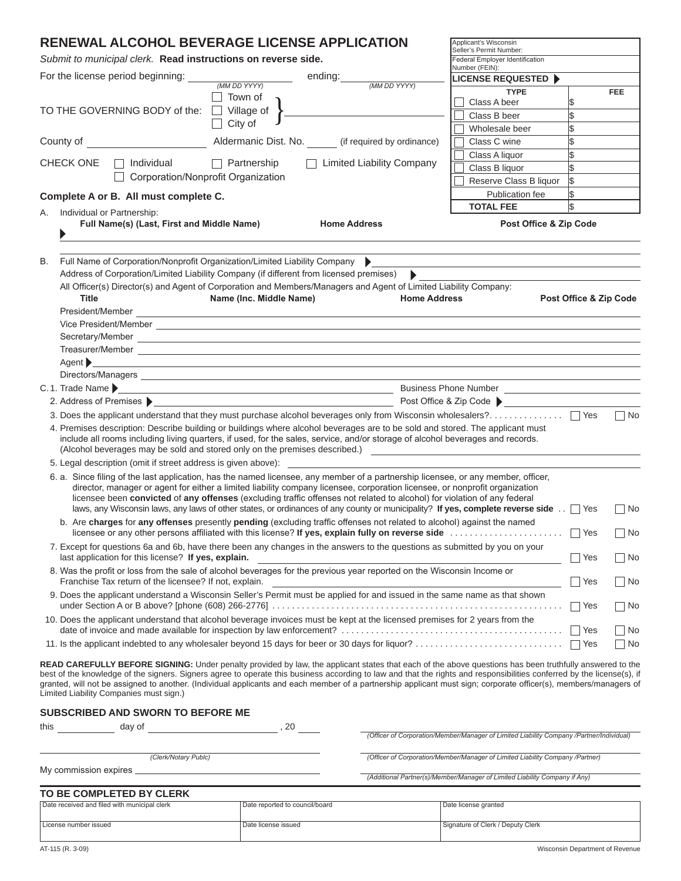# RENEWAL ALCOHOL BEVERAGE LICENSE APPLICATION

*Submit to municipal clerk.* **Read instructions on reverse side.**

| | |
|---|---|
| Applicant's Wisconsin Seller's Permit Number: | |
| Federal Employer Identification Number (FEIN): | |

For the license period beginning: ____________ *(MM DD YYYY)* ending: ____________ *(MM DD YYYY)*

TO THE GOVERNING BODY of the: ☐ Town of ☐ Village of ☐ City of } ____________________

County of ____________ Aldermanic Dist. No. ______ (if required by ordinance)

CHECK ONE ☐ Individual ☐ Partnership ☐ Limited Liability Company ☐ Corporation/Nonprofit Organization

**LICENSE REQUESTED ▶**

| TYPE | FEE |
|---|---|
| ☐ Class A beer | $ |
| ☐ Class B beer | $ |
| ☐ Wholesale beer | $ |
| ☐ Class C wine | $ |
| ☐ Class A liquor | $ |
| ☐ Class B liquor | $ |
| ☐ Reserve Class B liquor | $ |
| Publication fee | $ |
| **TOTAL FEE** | $ |

**Complete A or B. All must complete C.**

A. Individual or Partnership:

| **Full Name(s) (Last, First and Middle Name)** | **Home Address** | **Post Office & Zip Code** |
|---|---|---|
| ▶ | | |

B. Full Name of Corporation/Nonprofit Organization/Limited Liability Company ▶ ____________________

Address of Corporation/Limited Liability Company (if different from licensed premises) ▶ ____________________

All Officer(s) Director(s) and Agent of Corporation and Members/Managers and Agent of Limited Liability Company:

| **Title** | **Name (Inc. Middle Name)** | **Home Address** | **Post Office & Zip Code** |
|---|---|---|---|
| President/Member | | | |
| Vice President/Member | | | |
| Secretary/Member | | | |
| Treasurer/Member | | | |
| Agent ▶ | | | |
| Directors/Managers | | | |

C. 1. Trade Name ▶ ____________________ Business Phone Number ____________

2. Address of Premises ▶ ____________________ Post Office & Zip Code ▶ ____________

3. Does the applicant understand that they must purchase alcohol beverages only from Wisconsin wholesalers? ☐ Yes ☐ No

4. Premises description: Describe building or buildings where alcohol beverages are to be sold and stored. The applicant must include all rooms including living quarters, if used, for the sales, service, and/or storage of alcohol beverages and records. (Alcohol beverages may be sold and stored only on the premises described.) ____________________

5. Legal description (omit if street address is given above): ____________________

6. a. Since filing of the last application, has the named licensee, any member of a partnership licensee, or any member, officer, director, manager or agent for either a limited liability company licensee, corporation licensee, or nonprofit organization licensee been **convicted** of **any offenses** (excluding traffic offenses not related to alcohol) for violation of any federal laws, any Wisconsin laws, any laws of other states, or ordinances of any county or municipality? **If yes, complete reverse side** ☐ Yes ☐ No

b. Are **charges** for **any offenses** presently **pending** (excluding traffic offenses not related to alcohol) against the named licensee or any other persons affiliated with this license? **If yes, explain fully on reverse side** ☐ Yes ☐ No

7. Except for questions 6a and 6b, have there been any changes in the answers to the questions as submitted by you on your last application for this license? **If yes, explain.** ____________ ☐ Yes ☐ No

8. Was the profit or loss from the sale of alcohol beverages for the previous year reported on the Wisconsin Income or Franchise Tax return of the licensee? If not, explain. ____________ ☐ Yes ☐ No

9. Does the applicant understand a Wisconsin Seller's Permit must be applied for and issued in the same name as that shown under Section A or B above? [phone (608) 266-2776] ☐ Yes ☐ No

10. Does the applicant understand that alcohol beverage invoices must be kept at the licensed premises for 2 years from the date of invoice and made available for inspection by law enforcement? ☐ Yes ☐ No

11. Is the applicant indebted to any wholesaler beyond 15 days for beer or 30 days for liquor? ☐ Yes ☐ No

**READ CAREFULLY BEFORE SIGNING:** Under penalty provided by law, the applicant states that each of the above questions has been truthfully answered to the best of the knowledge of the signers. Signers agree to operate this business according to law and that the rights and responsibilities conferred by the license(s), if granted, will not be assigned to another. (Individual applicants and each member of a partnership applicant must sign; corporate officer(s), members/managers of Limited Liability Companies must sign.)

### SUBSCRIBED AND SWORN TO BEFORE ME

this ________ day of ________________, 20 ____

____________________ *(Officer of Corporation/Member/Manager of Limited Liability Company /Partner/Individual)*

____________________ *(Clerk/Notary Publc)*

____________________ *(Officer of Corporation/Member/Manager of Limited Liability Company /Partner)*

My commission expires ____________________

____________________ *(Additional Partner(s)/Member/Manager of Limited Liability Company if Any)*

### TO BE COMPLETED BY CLERK

| Date received and filed with municipal clerk | Date reported to council/board | Date license granted |
|---|---|---|
| | | |
| **License number issued** | **Date license issued** | **Signature of Clerk / Deputy Clerk** |
| | | |

AT-115 (R. 3-09) Wisconsin Department of Revenue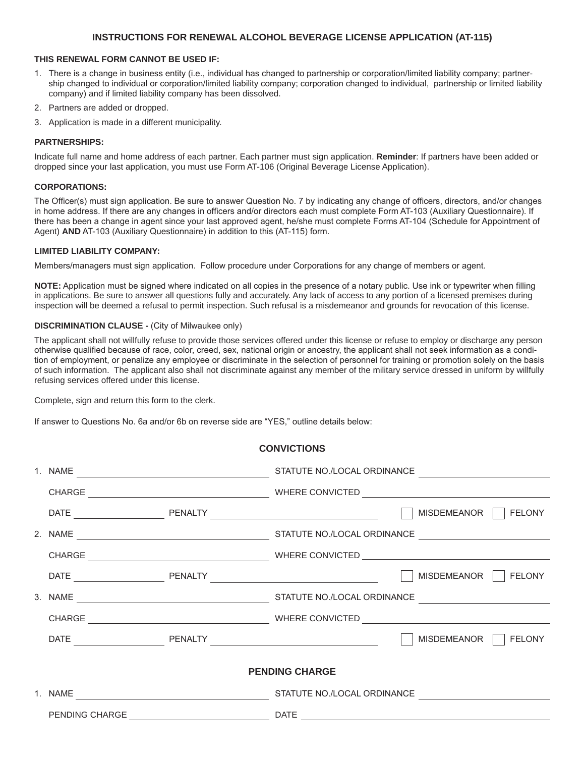## INSTRUCTIONS FOR RENEWAL ALCOHOL BEVERAGE LICENSE APPLICATION (AT-115)

**THIS RENEWAL FORM CANNOT BE USED IF:**

1. There is a change in business entity (i.e., individual has changed to partnership or corporation/limited liability company; partnership changed to individual or corporation/limited liability company; corporation changed to individual, partnership or limited liability company) and if limited liability company has been dissolved.
2. Partners are added or dropped.
3. Application is made in a different municipality.

**PARTNERSHIPS:**

Indicate full name and home address of each partner. Each partner must sign application. **Reminder**: If partners have been added or dropped since your last application, you must use Form AT-106 (Original Beverage License Application).

**CORPORATIONS:**

The Officer(s) must sign application. Be sure to answer Question No. 7 by indicating any change of officers, directors, and/or changes in home address. If there are any changes in officers and/or directors each must complete Form AT-103 (Auxiliary Questionnaire). If there has been a change in agent since your last approved agent, he/she must complete Forms AT-104 (Schedule for Appointment of Agent) **AND** AT-103 (Auxiliary Questionnaire) in addition to this (AT-115) form.

**LIMITED LIABILITY COMPANY:**

Members/managers must sign application. Follow procedure under Corporations for any change of members or agent.

**NOTE:** Application must be signed where indicated on all copies in the presence of a notary public. Use ink or typewriter when filling in applications. Be sure to answer all questions fully and accurately. Any lack of access to any portion of a licensed premises during inspection will be deemed a refusal to permit inspection. Such refusal is a misdemeanor and grounds for revocation of this license.

**DISCRIMINATION CLAUSE -** (City of Milwaukee only)

The applicant shall not willfully refuse to provide those services offered under this license or refuse to employ or discharge any person otherwise qualified because of race, color, creed, sex, national origin or ancestry, the applicant shall not seek information as a condition of employment, or penalize any employee or discriminate in the selection of personnel for training or promotion solely on the basis of such information. The applicant also shall not discriminate against any member of the military service dressed in uniform by willfully refusing services offered under this license.

Complete, sign and return this form to the clerk.

If answer to Questions No. 6a and/or 6b on reverse side are "YES," outline details below:

### CONVICTIONS

1. NAME ______________________ STATUTE NO./LOCAL ORDINANCE ______________________
   CHARGE ______________________ WHERE CONVICTED ______________________
   DATE ____________ PENALTY ______________________ ☐ MISDEMEANOR ☐ FELONY

2. NAME ______________________ STATUTE NO./LOCAL ORDINANCE ______________________
   CHARGE ______________________ WHERE CONVICTED ______________________
   DATE ____________ PENALTY ______________________ ☐ MISDEMEANOR ☐ FELONY

3. NAME ______________________ STATUTE NO./LOCAL ORDINANCE ______________________
   CHARGE ______________________ WHERE CONVICTED ______________________
   DATE ____________ PENALTY ______________________ ☐ MISDEMEANOR ☐ FELONY

### PENDING CHARGE

1. NAME ______________________ STATUTE NO./LOCAL ORDINANCE ______________________
   PENDING CHARGE ______________________ DATE ______________________